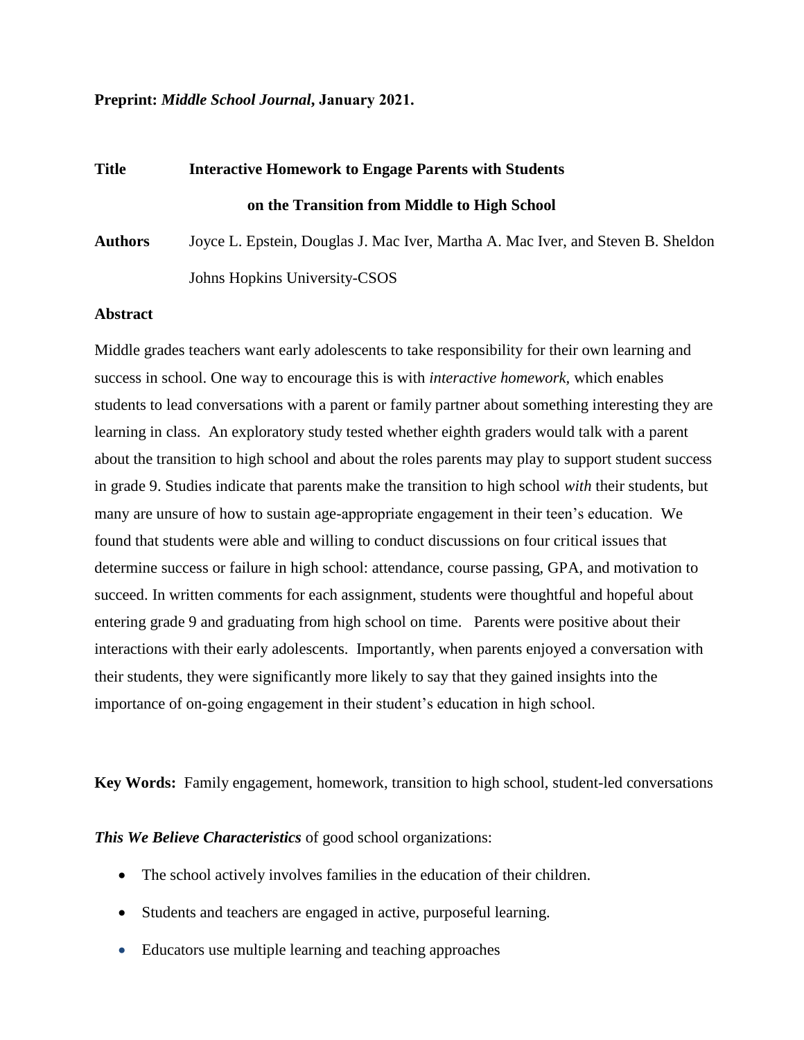**Preprint: *Middle School Journal*, January 2021.**

**Title** **Interactive Homework to Engage Parents with Students on the Transition from Middle to High School**

**Authors** Joyce L. Epstein, Douglas J. Mac Iver, Martha A. Mac Iver, and Steven B. Sheldon

Johns Hopkins University-CSOS

## Abstract

Middle grades teachers want early adolescents to take responsibility for their own learning and success in school. One way to encourage this is with *interactive homework,* which enables students to lead conversations with a parent or family partner about something interesting they are learning in class. An exploratory study tested whether eighth graders would talk with a parent about the transition to high school and about the roles parents may play to support student success in grade 9. Studies indicate that parents make the transition to high school *with* their students, but many are unsure of how to sustain age-appropriate engagement in their teen's education. We found that students were able and willing to conduct discussions on four critical issues that determine success or failure in high school: attendance, course passing, GPA, and motivation to succeed. In written comments for each assignment, students were thoughtful and hopeful about entering grade 9 and graduating from high school on time. Parents were positive about their interactions with their early adolescents. Importantly, when parents enjoyed a conversation with their students, they were significantly more likely to say that they gained insights into the importance of on-going engagement in their student's education in high school.

**Key Words:** Family engagement, homework, transition to high school, student-led conversations

***This We Believe Characteristics*** of good school organizations:

- The school actively involves families in the education of their children.
- Students and teachers are engaged in active, purposeful learning.
- Educators use multiple learning and teaching approaches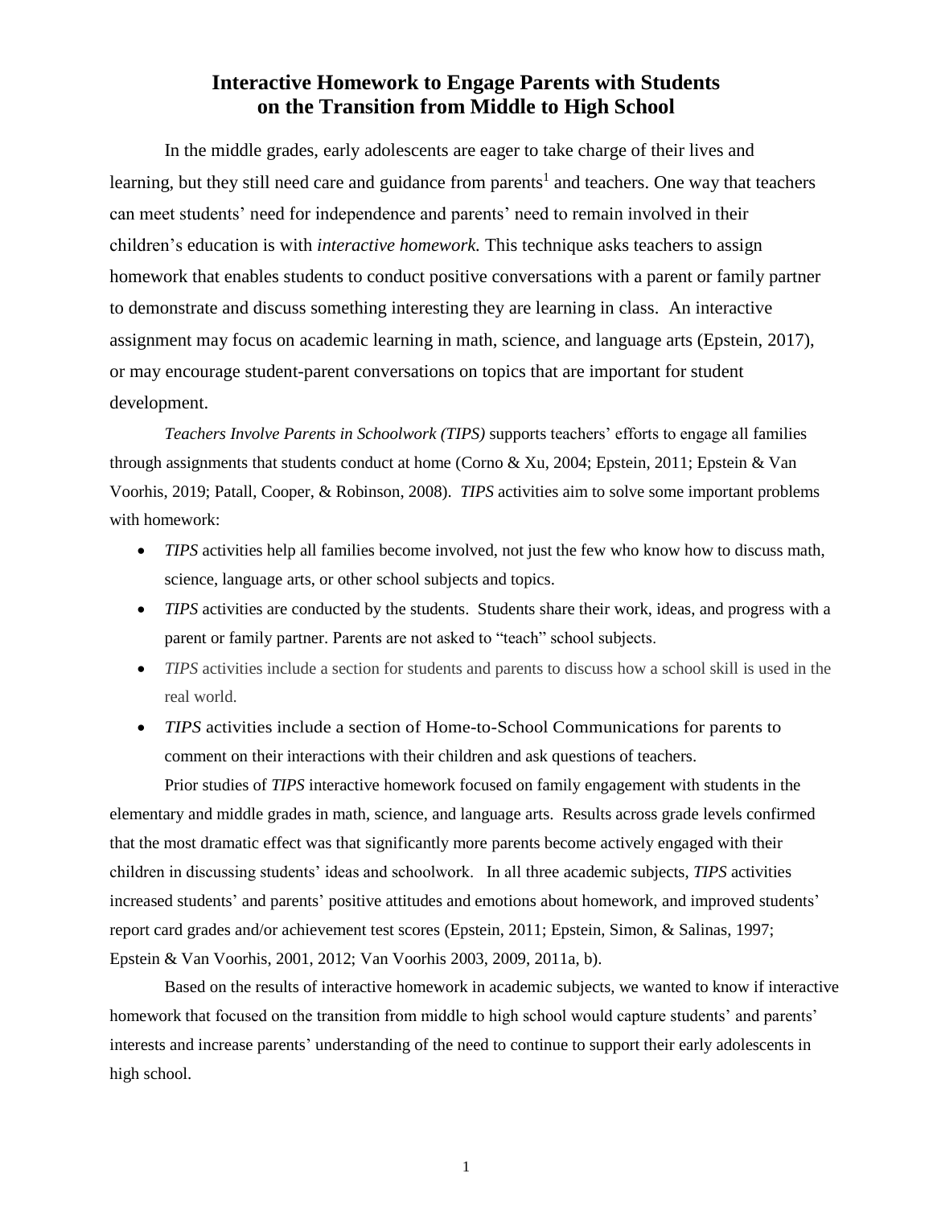# Interactive Homework to Engage Parents with Students on the Transition from Middle to High School

In the middle grades, early adolescents are eager to take charge of their lives and learning, but they still need care and guidance from parents[1] and teachers. One way that teachers can meet students' need for independence and parents' need to remain involved in their children's education is with *interactive homework.* This technique asks teachers to assign homework that enables students to conduct positive conversations with a parent or family partner to demonstrate and discuss something interesting they are learning in class. An interactive assignment may focus on academic learning in math, science, and language arts (Epstein, 2017), or may encourage student-parent conversations on topics that are important for student development.

*Teachers Involve Parents in Schoolwork (TIPS)* supports teachers' efforts to engage all families through assignments that students conduct at home (Corno & Xu, 2004; Epstein, 2011; Epstein & Van Voorhis, 2019; Patall, Cooper, & Robinson, 2008). *TIPS* activities aim to solve some important problems with homework:

- *TIPS* activities help all families become involved, not just the few who know how to discuss math, science, language arts, or other school subjects and topics.
- *TIPS* activities are conducted by the students. Students share their work, ideas, and progress with a parent or family partner. Parents are not asked to "teach" school subjects.
- *TIPS* activities include a section for students and parents to discuss how a school skill is used in the real world.
- *TIPS* activities include a section of Home-to-School Communications for parents to comment on their interactions with their children and ask questions of teachers.

Prior studies of *TIPS* interactive homework focused on family engagement with students in the elementary and middle grades in math, science, and language arts. Results across grade levels confirmed that the most dramatic effect was that significantly more parents become actively engaged with their children in discussing students' ideas and schoolwork. In all three academic subjects, *TIPS* activities increased students' and parents' positive attitudes and emotions about homework, and improved students' report card grades and/or achievement test scores (Epstein, 2011; Epstein, Simon, & Salinas, 1997; Epstein & Van Voorhis, 2001, 2012; Van Voorhis 2003, 2009, 2011a, b).

Based on the results of interactive homework in academic subjects, we wanted to know if interactive homework that focused on the transition from middle to high school would capture students' and parents' interests and increase parents' understanding of the need to continue to support their early adolescents in high school.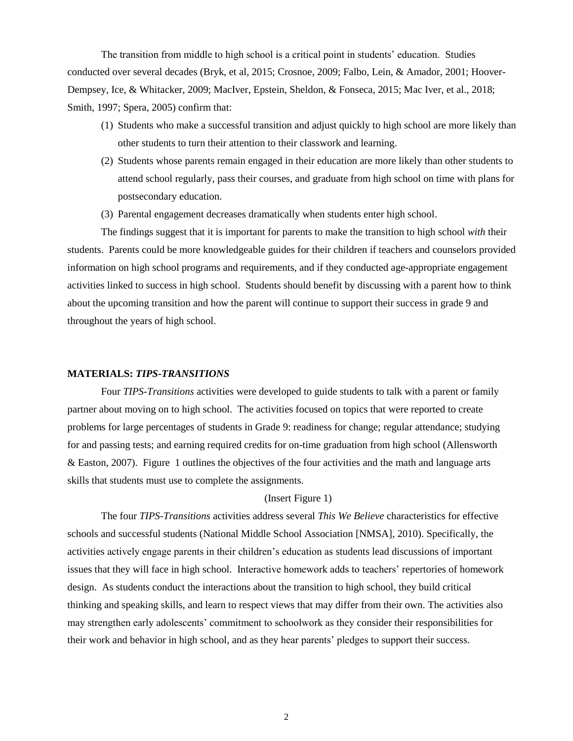The transition from middle to high school is a critical point in students' education. Studies conducted over several decades (Bryk, et al, 2015; Crosnoe, 2009; Falbo, Lein, & Amador, 2001; Hoover-Dempsey, Ice, & Whitacker, 2009; MacIver, Epstein, Sheldon, & Fonseca, 2015; Mac Iver, et al., 2018; Smith, 1997; Spera, 2005) confirm that:

(1) Students who make a successful transition and adjust quickly to high school are more likely than other students to turn their attention to their classwork and learning.

(2) Students whose parents remain engaged in their education are more likely than other students to attend school regularly, pass their courses, and graduate from high school on time with plans for postsecondary education.

(3) Parental engagement decreases dramatically when students enter high school.

The findings suggest that it is important for parents to make the transition to high school *with* their students. Parents could be more knowledgeable guides for their children if teachers and counselors provided information on high school programs and requirements, and if they conducted age-appropriate engagement activities linked to success in high school. Students should benefit by discussing with a parent how to think about the upcoming transition and how the parent will continue to support their success in grade 9 and throughout the years of high school.

## MATERIALS: *TIPS-TRANSITIONS*

Four *TIPS-Transitions* activities were developed to guide students to talk with a parent or family partner about moving on to high school. The activities focused on topics that were reported to create problems for large percentages of students in Grade 9: readiness for change; regular attendance; studying for and passing tests; and earning required credits for on-time graduation from high school (Allensworth & Easton, 2007). Figure 1 outlines the objectives of the four activities and the math and language arts skills that students must use to complete the assignments.

(Insert Figure 1)

The four *TIPS-Transitions* activities address several *This We Believe* characteristics for effective schools and successful students (National Middle School Association [NMSA], 2010). Specifically, the activities actively engage parents in their children's education as students lead discussions of important issues that they will face in high school. Interactive homework adds to teachers' repertories of homework design. As students conduct the interactions about the transition to high school, they build critical thinking and speaking skills, and learn to respect views that may differ from their own. The activities also may strengthen early adolescents' commitment to schoolwork as they consider their responsibilities for their work and behavior in high school, and as they hear parents' pledges to support their success.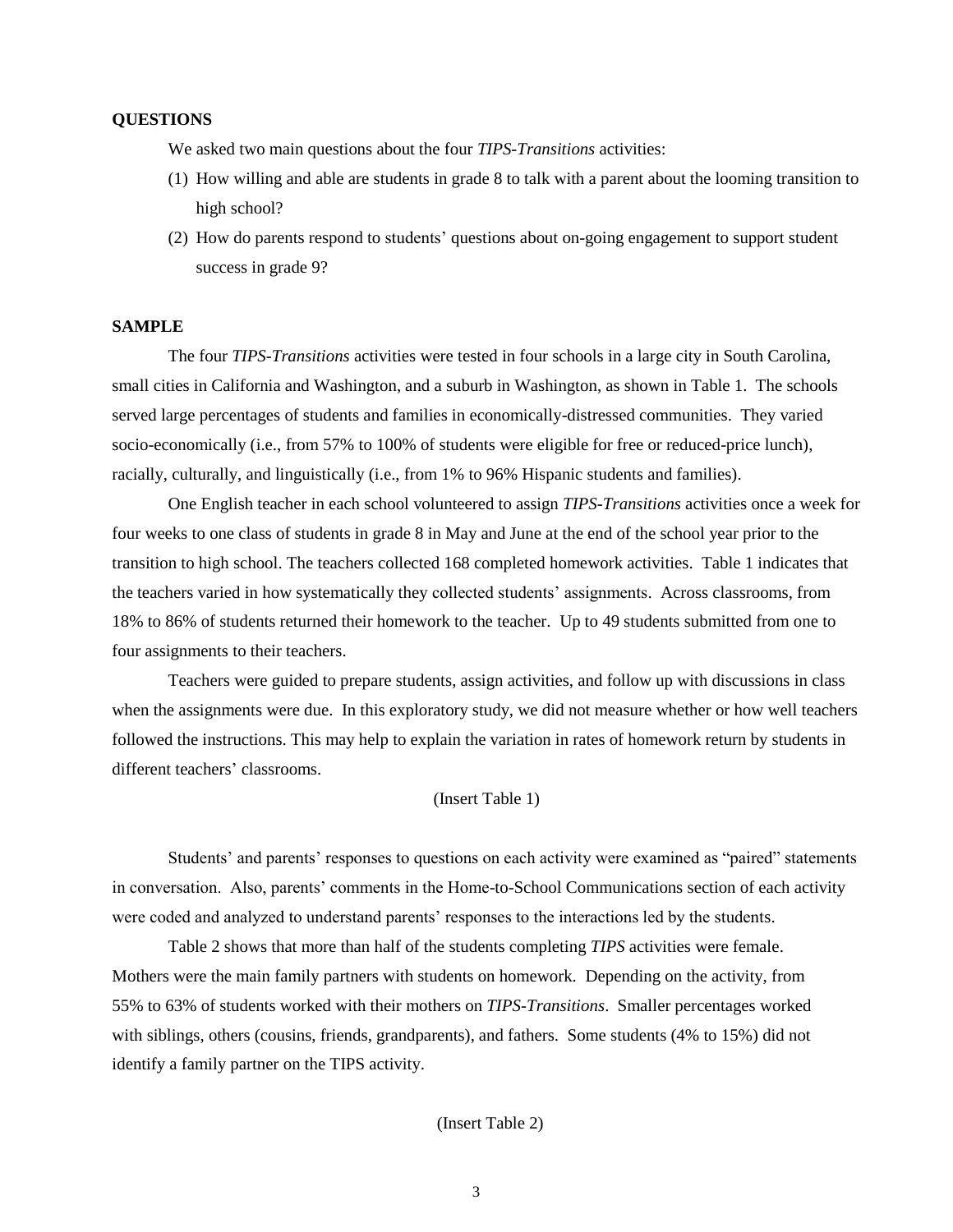## QUESTIONS

We asked two main questions about the four *TIPS-Transitions* activities:

1. How willing and able are students in grade 8 to talk with a parent about the looming transition to high school?
2. How do parents respond to students' questions about on-going engagement to support student success in grade 9?

## SAMPLE

The four *TIPS-Transitions* activities were tested in four schools in a large city in South Carolina, small cities in California and Washington, and a suburb in Washington, as shown in Table 1. The schools served large percentages of students and families in economically-distressed communities. They varied socio-economically (i.e., from 57% to 100% of students were eligible for free or reduced-price lunch), racially, culturally, and linguistically (i.e., from 1% to 96% Hispanic students and families).

One English teacher in each school volunteered to assign *TIPS-Transitions* activities once a week for four weeks to one class of students in grade 8 in May and June at the end of the school year prior to the transition to high school. The teachers collected 168 completed homework activities. Table 1 indicates that the teachers varied in how systematically they collected students' assignments. Across classrooms, from 18% to 86% of students returned their homework to the teacher. Up to 49 students submitted from one to four assignments to their teachers.

Teachers were guided to prepare students, assign activities, and follow up with discussions in class when the assignments were due. In this exploratory study, we did not measure whether or how well teachers followed the instructions. This may help to explain the variation in rates of homework return by students in different teachers' classrooms.

(Insert Table 1)

Students' and parents' responses to questions on each activity were examined as "paired" statements in conversation. Also, parents' comments in the Home-to-School Communications section of each activity were coded and analyzed to understand parents' responses to the interactions led by the students.

Table 2 shows that more than half of the students completing *TIPS* activities were female. Mothers were the main family partners with students on homework. Depending on the activity, from 55% to 63% of students worked with their mothers on *TIPS-Transitions*. Smaller percentages worked with siblings, others (cousins, friends, grandparents), and fathers. Some students (4% to 15%) did not identify a family partner on the TIPS activity.

(Insert Table 2)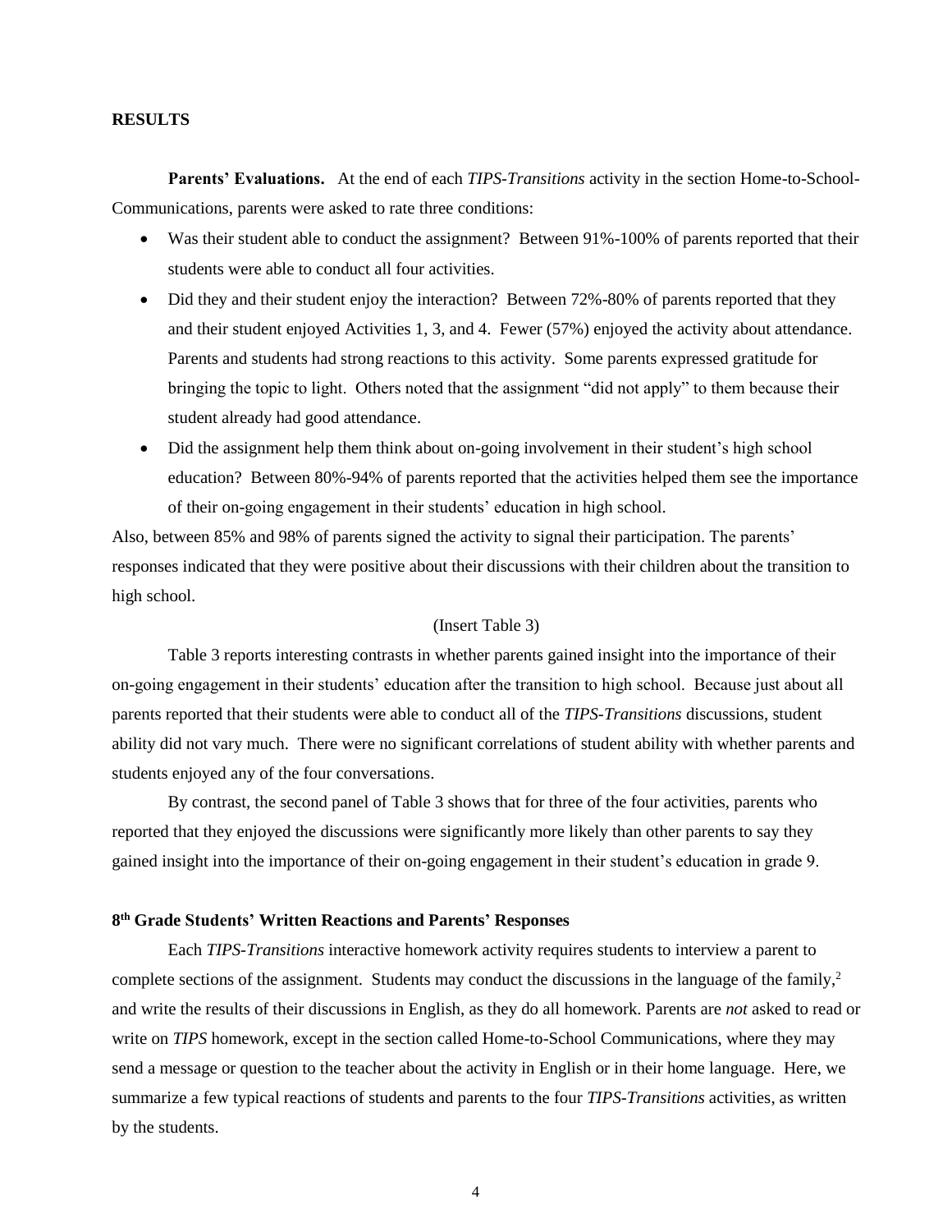## RESULTS

**Parents' Evaluations.** At the end of each *TIPS-Transitions* activity in the section Home-to-School-Communications, parents were asked to rate three conditions:

- Was their student able to conduct the assignment? Between 91%-100% of parents reported that their students were able to conduct all four activities.
- Did they and their student enjoy the interaction? Between 72%-80% of parents reported that they and their student enjoyed Activities 1, 3, and 4. Fewer (57%) enjoyed the activity about attendance. Parents and students had strong reactions to this activity. Some parents expressed gratitude for bringing the topic to light. Others noted that the assignment "did not apply" to them because their student already had good attendance.
- Did the assignment help them think about on-going involvement in their student's high school education? Between 80%-94% of parents reported that the activities helped them see the importance of their on-going engagement in their students' education in high school.

Also, between 85% and 98% of parents signed the activity to signal their participation. The parents' responses indicated that they were positive about their discussions with their children about the transition to high school.

(Insert Table 3)

Table 3 reports interesting contrasts in whether parents gained insight into the importance of their on-going engagement in their students' education after the transition to high school. Because just about all parents reported that their students were able to conduct all of the *TIPS-Transitions* discussions, student ability did not vary much. There were no significant correlations of student ability with whether parents and students enjoyed any of the four conversations.

By contrast, the second panel of Table 3 shows that for three of the four activities, parents who reported that they enjoyed the discussions were significantly more likely than other parents to say they gained insight into the importance of their on-going engagement in their student's education in grade 9.

### 8th Grade Students' Written Reactions and Parents' Responses

Each *TIPS-Transitions* interactive homework activity requires students to interview a parent to complete sections of the assignment. Students may conduct the discussions in the language of the family,[2] and write the results of their discussions in English, as they do all homework. Parents are *not* asked to read or write on *TIPS* homework, except in the section called Home-to-School Communications, where they may send a message or question to the teacher about the activity in English or in their home language. Here, we summarize a few typical reactions of students and parents to the four *TIPS-Transitions* activities, as written by the students.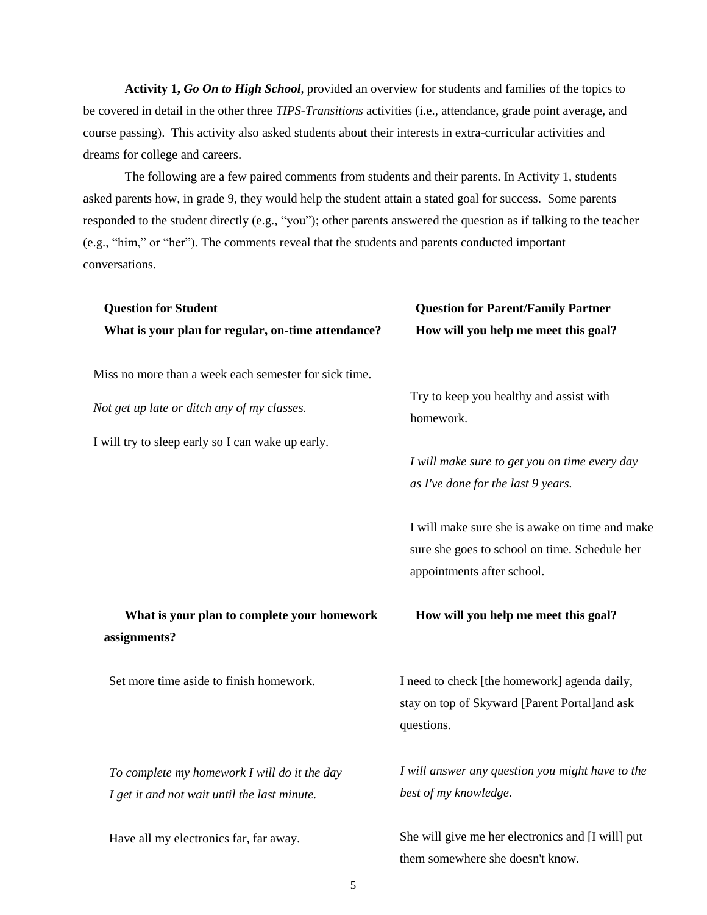**Activity 1, *Go On to High School***, provided an overview for students and families of the topics to be covered in detail in the other three *TIPS-Transitions* activities (i.e., attendance, grade point average, and course passing). This activity also asked students about their interests in extra-curricular activities and dreams for college and careers.

The following are a few paired comments from students and their parents. In Activity 1, students asked parents how, in grade 9, they would help the student attain a stated goal for success. Some parents responded to the student directly (e.g., "you"); other parents answered the question as if talking to the teacher (e.g., "him," or "her"). The comments reveal that the students and parents conducted important conversations.

| **Question for Student** **What is your plan for regular, on-time attendance?** | **Question for Parent/Family Partner** **How will you help me meet this goal?** |
|---|---|
| Miss no more than a week each semester for sick time. | Try to keep you healthy and assist with homework. |
| *Not get up late or ditch any of my classes.* | *I will make sure to get you on time every day as I've done for the last 9 years.* |
| I will try to sleep early so I can wake up early. | I will make sure she is awake on time and make sure she goes to school on time. Schedule her appointments after school. |

| **What is your plan to complete your homework assignments?** | **How will you help me meet this goal?** |
|---|---|
| Set more time aside to finish homework. | I need to check [the homework] agenda daily, stay on top of Skyward [Parent Portal]and ask questions. |
| *To complete my homework I will do it the day I get it and not wait until the last minute.* | *I will answer any question you might have to the best of my knowledge.* |
| Have all my electronics far, far away. | She will give me her electronics and [I will] put them somewhere she doesn't know. |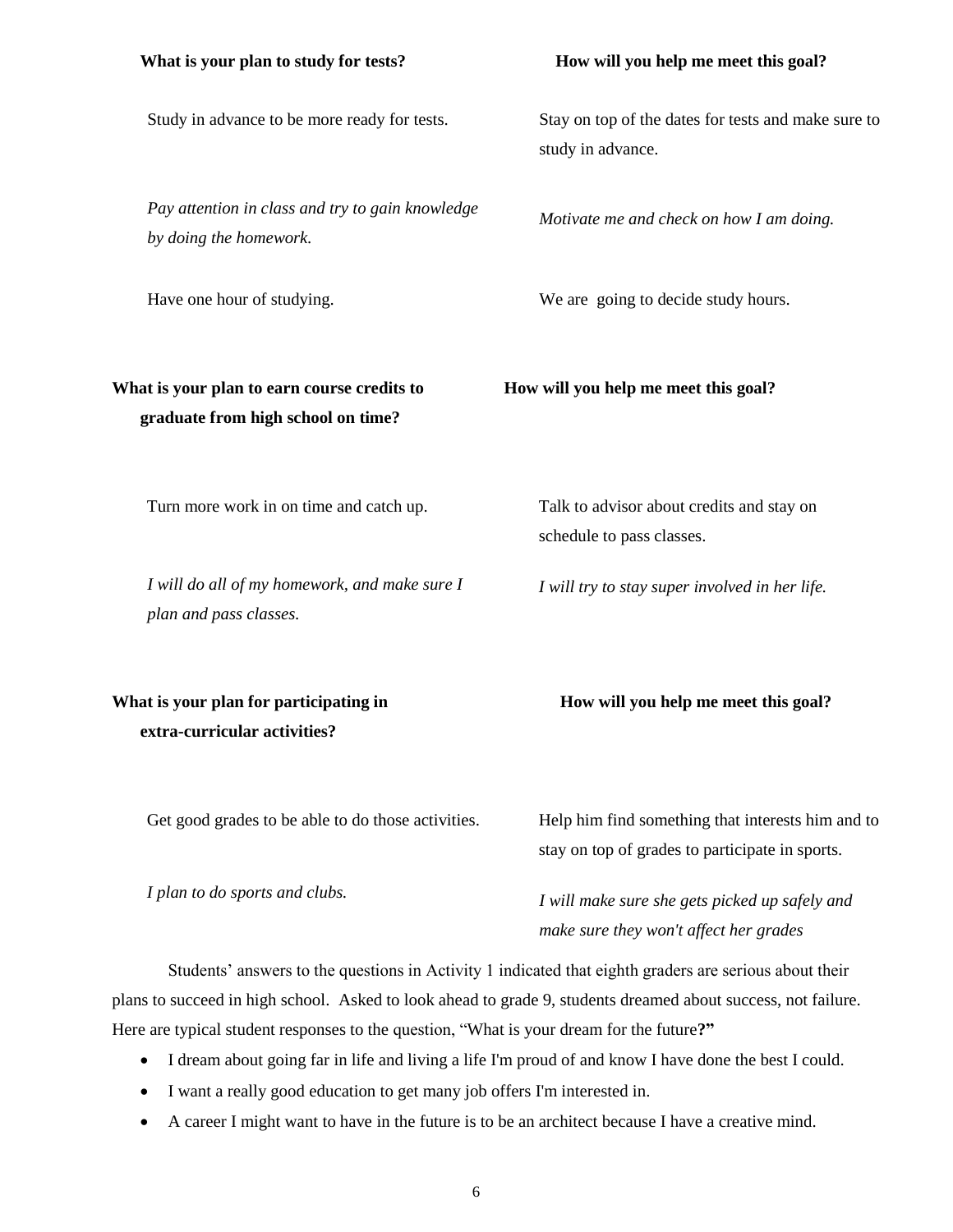| What is your plan to study for tests? | How will you help me meet this goal? |
|---|---|
| Study in advance to be more ready for tests. | Stay on top of the dates for tests and make sure to study in advance. |
| *Pay attention in class and try to gain knowledge by doing the homework.* | *Motivate me and check on how I am doing.* |
| Have one hour of studying. | We are going to decide study hours. |

| What is your plan to earn course credits to graduate from high school on time? | How will you help me meet this goal? |
|---|---|
| Turn more work in on time and catch up. | Talk to advisor about credits and stay on schedule to pass classes. |
| *I will do all of my homework, and make sure I plan and pass classes.* | *I will try to stay super involved in her life.* |

| What is your plan for participating in extra-curricular activities? | How will you help me meet this goal? |
|---|---|
| Get good grades to be able to do those activities. | Help him find something that interests him and to stay on top of grades to participate in sports. |
| *I plan to do sports and clubs.* | *I will make sure she gets picked up safely and make sure they won't affect her grades* |

Students' answers to the questions in Activity 1 indicated that eighth graders are serious about their plans to succeed in high school. Asked to look ahead to grade 9, students dreamed about success, not failure. Here are typical student responses to the question, "What is your dream for the future**?"**

- I dream about going far in life and living a life I'm proud of and know I have done the best I could.
- I want a really good education to get many job offers I'm interested in.
- A career I might want to have in the future is to be an architect because I have a creative mind.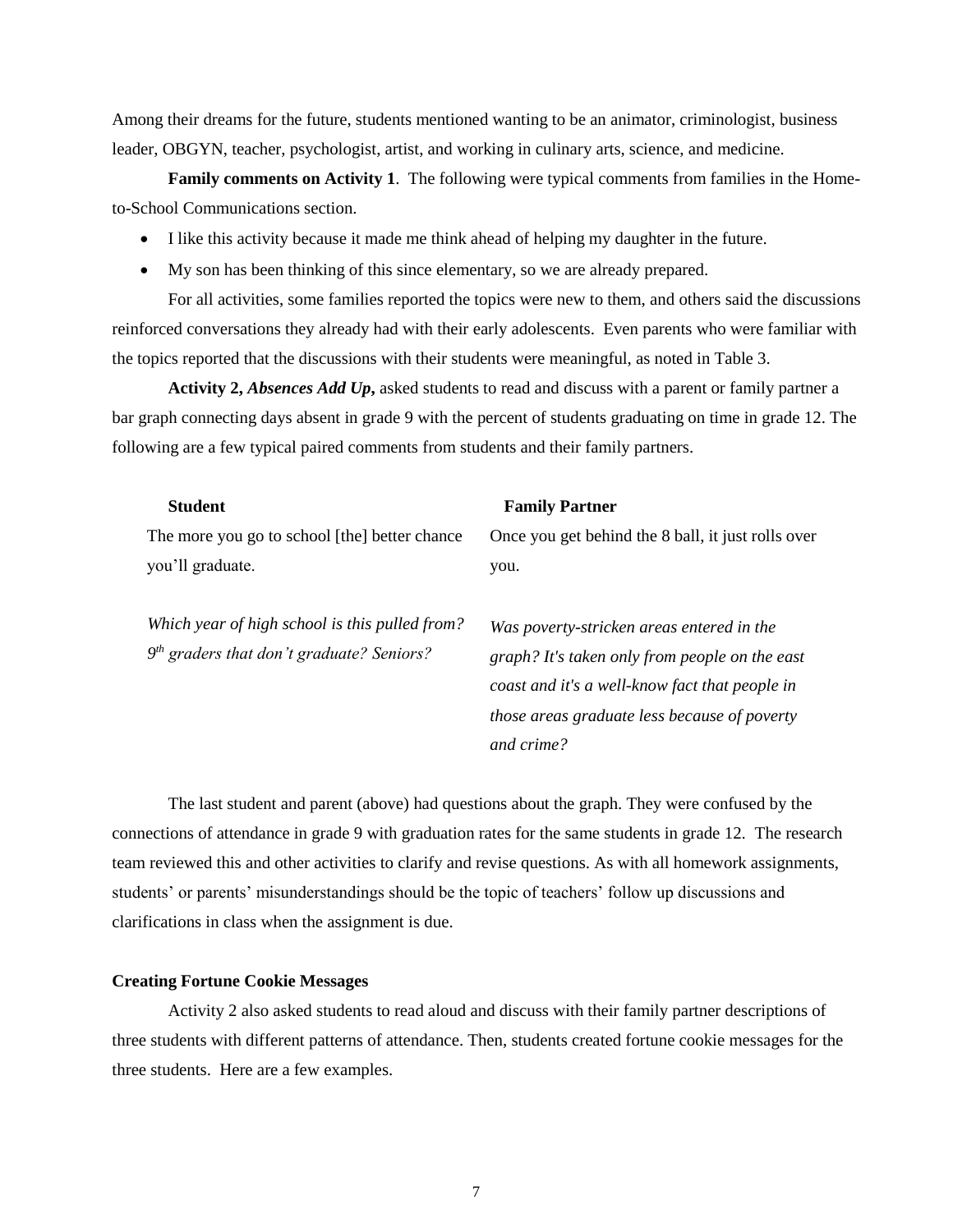Among their dreams for the future, students mentioned wanting to be an animator, criminologist, business leader, OBGYN, teacher, psychologist, artist, and working in culinary arts, science, and medicine.

**Family comments on Activity 1**. The following were typical comments from families in the Home-to-School Communications section.

- I like this activity because it made me think ahead of helping my daughter in the future.
- My son has been thinking of this since elementary, so we are already prepared.

For all activities, some families reported the topics were new to them, and others said the discussions reinforced conversations they already had with their early adolescents. Even parents who were familiar with the topics reported that the discussions with their students were meaningful, as noted in Table 3.

**Activity 2, *Absences Add Up*,** asked students to read and discuss with a parent or family partner a bar graph connecting days absent in grade 9 with the percent of students graduating on time in grade 12. The following are a few typical paired comments from students and their family partners.

| **Student** | **Family Partner** |
|---|---|
| The more you go to school [the] better chance you'll graduate. | Once you get behind the 8 ball, it just rolls over you. |
| *Which year of high school is this pulled from? 9th graders that don't graduate? Seniors?* | *Was poverty-stricken areas entered in the graph? It's taken only from people on the east coast and it's a well-know fact that people in those areas graduate less because of poverty and crime?* |

The last student and parent (above) had questions about the graph. They were confused by the connections of attendance in grade 9 with graduation rates for the same students in grade 12. The research team reviewed this and other activities to clarify and revise questions. As with all homework assignments, students' or parents' misunderstandings should be the topic of teachers' follow up discussions and clarifications in class when the assignment is due.

**Creating Fortune Cookie Messages**

Activity 2 also asked students to read aloud and discuss with their family partner descriptions of three students with different patterns of attendance. Then, students created fortune cookie messages for the three students. Here are a few examples.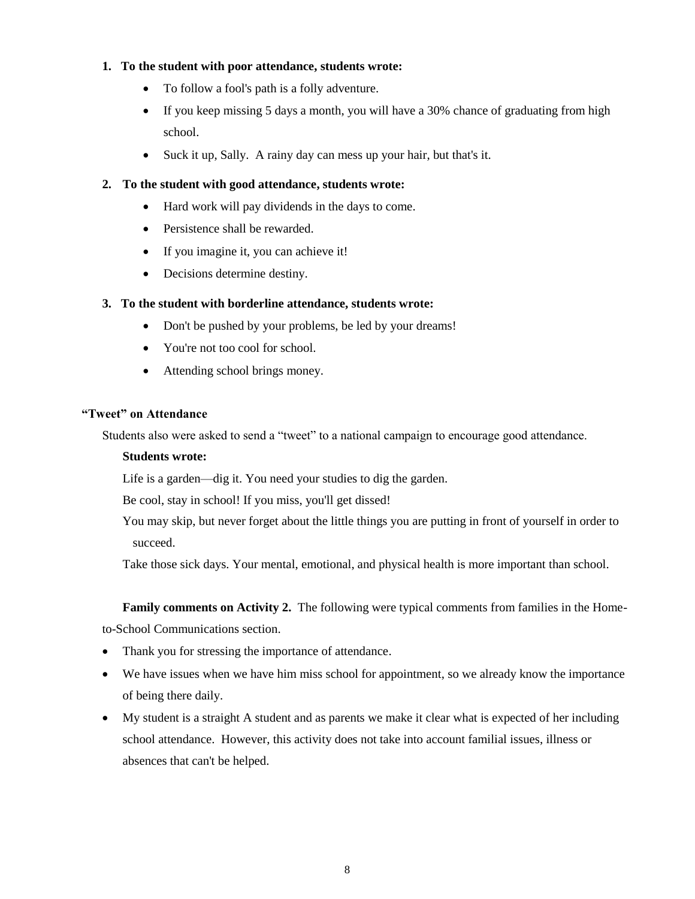1. **To the student with poor attendance, students wrote:**
    - To follow a fool's path is a folly adventure.
    - If you keep missing 5 days a month, you will have a 30% chance of graduating from high school.
    - Suck it up, Sally. A rainy day can mess up your hair, but that's it.

2. **To the student with good attendance, students wrote:**
    - Hard work will pay dividends in the days to come.
    - Persistence shall be rewarded.
    - If you imagine it, you can achieve it!
    - Decisions determine destiny.

3. **To the student with borderline attendance, students wrote:**
    - Don't be pushed by your problems, be led by your dreams!
    - You're not too cool for school.
    - Attending school brings money.

**"Tweet" on Attendance**

Students also were asked to send a "tweet" to a national campaign to encourage good attendance.

**Students wrote:**

Life is a garden—dig it. You need your studies to dig the garden.

Be cool, stay in school! If you miss, you'll get dissed!

You may skip, but never forget about the little things you are putting in front of yourself in order to succeed.

Take those sick days. Your mental, emotional, and physical health is more important than school.

**Family comments on Activity 2.** The following were typical comments from families in the Home-to-School Communications section.

- Thank you for stressing the importance of attendance.
- We have issues when we have him miss school for appointment, so we already know the importance of being there daily.
- My student is a straight A student and as parents we make it clear what is expected of her including school attendance. However, this activity does not take into account familial issues, illness or absences that can't be helped.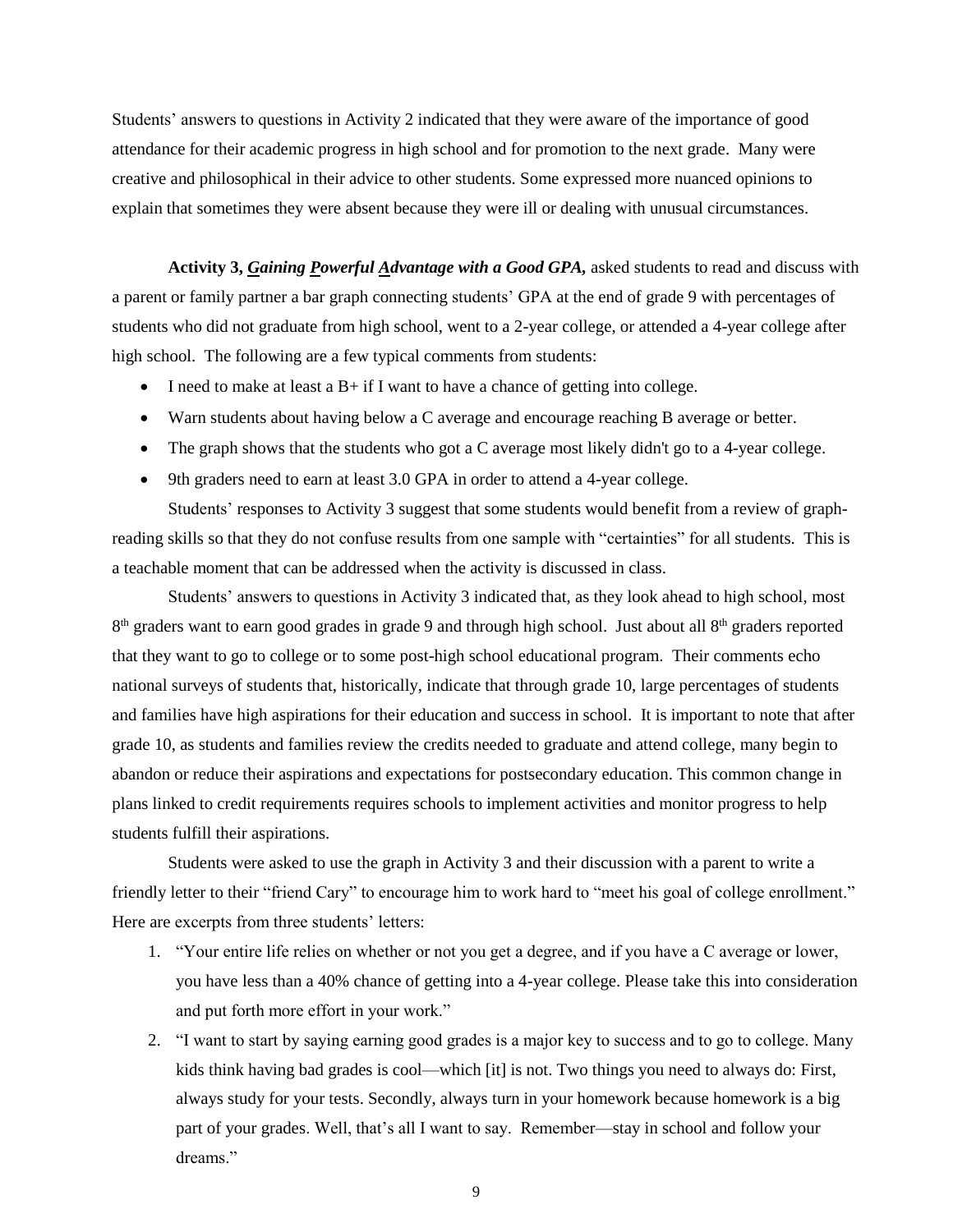Students' answers to questions in Activity 2 indicated that they were aware of the importance of good attendance for their academic progress in high school and for promotion to the next grade. Many were creative and philosophical in their advice to other students. Some expressed more nuanced opinions to explain that sometimes they were absent because they were ill or dealing with unusual circumstances.

**Activity 3, *G̲aining P̲owerful A̲dvantage with a Good GPA*,** asked students to read and discuss with a parent or family partner a bar graph connecting students' GPA at the end of grade 9 with percentages of students who did not graduate from high school, went to a 2-year college, or attended a 4-year college after high school. The following are a few typical comments from students:

- I need to make at least a B+ if I want to have a chance of getting into college.
- Warn students about having below a C average and encourage reaching B average or better.
- The graph shows that the students who got a C average most likely didn't go to a 4-year college.
- 9th graders need to earn at least 3.0 GPA in order to attend a 4-year college.

Students' responses to Activity 3 suggest that some students would benefit from a review of graph-reading skills so that they do not confuse results from one sample with "certainties" for all students. This is a teachable moment that can be addressed when the activity is discussed in class.

Students' answers to questions in Activity 3 indicated that, as they look ahead to high school, most 8th graders want to earn good grades in grade 9 and through high school. Just about all 8th graders reported that they want to go to college or to some post-high school educational program. Their comments echo national surveys of students that, historically, indicate that through grade 10, large percentages of students and families have high aspirations for their education and success in school. It is important to note that after grade 10, as students and families review the credits needed to graduate and attend college, many begin to abandon or reduce their aspirations and expectations for postsecondary education. This common change in plans linked to credit requirements requires schools to implement activities and monitor progress to help students fulfill their aspirations.

Students were asked to use the graph in Activity 3 and their discussion with a parent to write a friendly letter to their "friend Cary" to encourage him to work hard to "meet his goal of college enrollment." Here are excerpts from three students' letters:

1. "Your entire life relies on whether or not you get a degree, and if you have a C average or lower, you have less than a 40% chance of getting into a 4-year college. Please take this into consideration and put forth more effort in your work."
2. "I want to start by saying earning good grades is a major key to success and to go to college. Many kids think having bad grades is cool—which [it] is not. Two things you need to always do: First, always study for your tests. Secondly, always turn in your homework because homework is a big part of your grades. Well, that's all I want to say. Remember—stay in school and follow your dreams."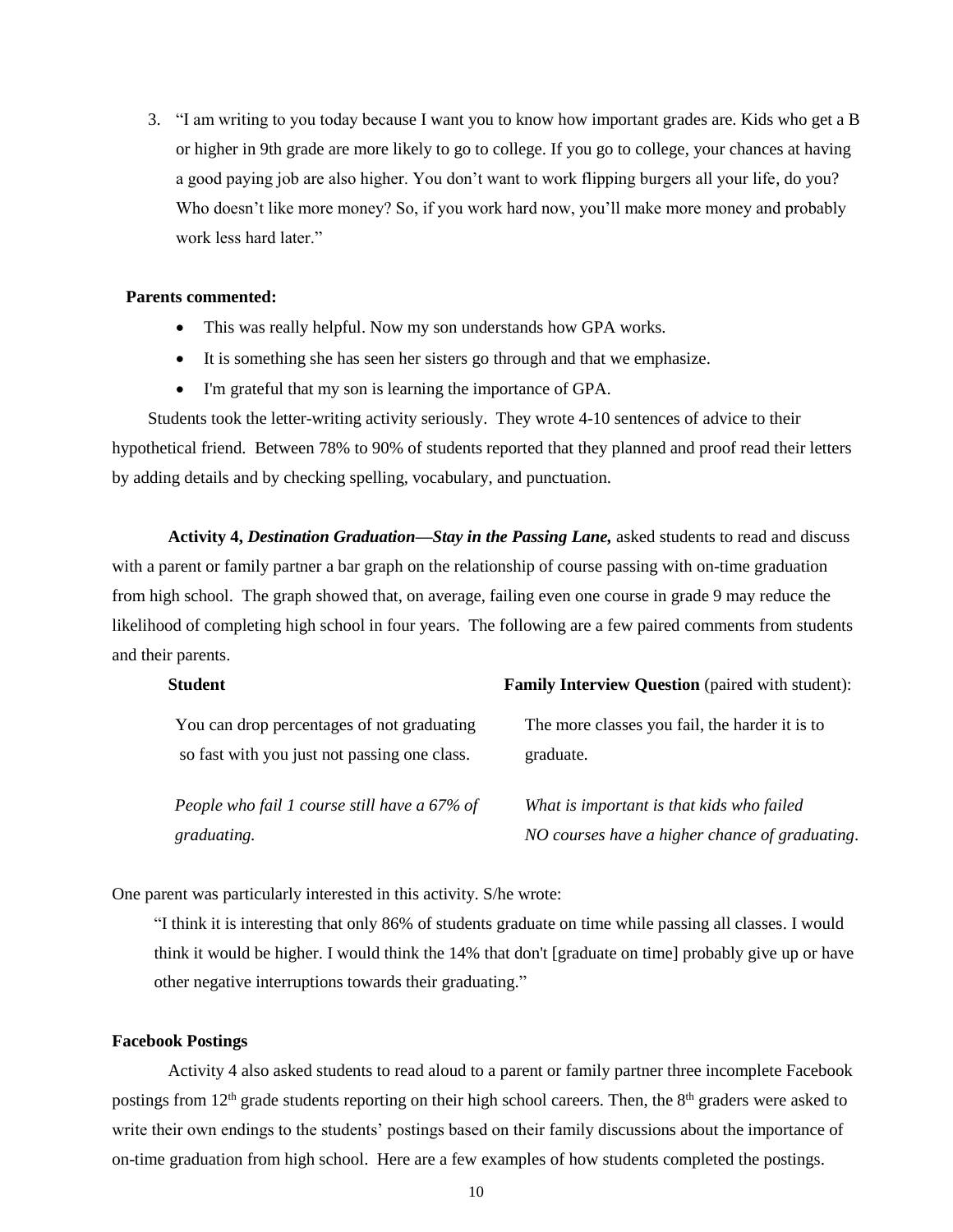3. "I am writing to you today because I want you to know how important grades are. Kids who get a B or higher in 9th grade are more likely to go to college. If you go to college, your chances at having a good paying job are also higher. You don't want to work flipping burgers all your life, do you? Who doesn't like more money? So, if you work hard now, you'll make more money and probably work less hard later."

**Parents commented:**

- This was really helpful. Now my son understands how GPA works.
- It is something she has seen her sisters go through and that we emphasize.
- I'm grateful that my son is learning the importance of GPA.

Students took the letter-writing activity seriously. They wrote 4-10 sentences of advice to their hypothetical friend. Between 78% to 90% of students reported that they planned and proof read their letters by adding details and by checking spelling, vocabulary, and punctuation.

**Activity 4, *Destination Graduation—Stay in the Passing Lane,*** asked students to read and discuss with a parent or family partner a bar graph on the relationship of course passing with on-time graduation from high school. The graph showed that, on average, failing even one course in grade 9 may reduce the likelihood of completing high school in four years. The following are a few paired comments from students and their parents.

| **Student** | **Family Interview Question** (paired with student): |
| --- | --- |
| You can drop percentages of not graduating so fast with you just not passing one class. | The more classes you fail, the harder it is to graduate. |
| *People who fail 1 course still have a 67% of graduating.* | *What is important is that kids who failed NO courses have a higher chance of graduating.* |

One parent was particularly interested in this activity. S/he wrote:

> "I think it is interesting that only 86% of students graduate on time while passing all classes. I would think it would be higher. I would think the 14% that don't [graduate on time] probably give up or have other negative interruptions towards their graduating."

**Facebook Postings**

Activity 4 also asked students to read aloud to a parent or family partner three incomplete Facebook postings from 12th grade students reporting on their high school careers. Then, the 8th graders were asked to write their own endings to the students' postings based on their family discussions about the importance of on-time graduation from high school. Here are a few examples of how students completed the postings.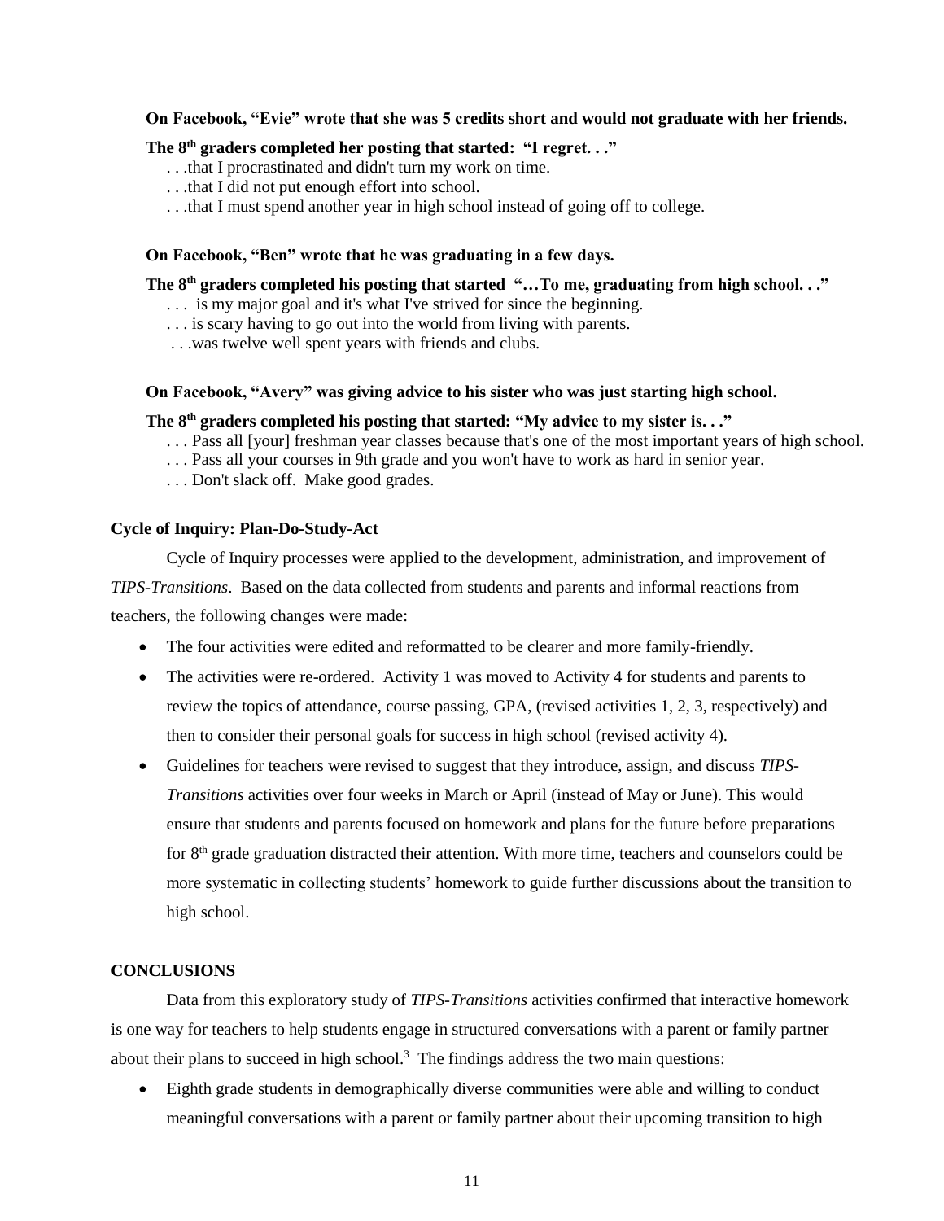**On Facebook, "Evie" wrote that she was 5 credits short and would not graduate with her friends.**

**The 8th graders completed her posting that started: "I regret. . ."**

. . .that I procrastinated and didn't turn my work on time.
. . .that I did not put enough effort into school.
. . .that I must spend another year in high school instead of going off to college.

**On Facebook, "Ben" wrote that he was graduating in a few days.**

**The 8th graders completed his posting that started "…To me, graduating from high school. . ."**

. . . is my major goal and it's what I've strived for since the beginning.
. . . is scary having to go out into the world from living with parents.
. . .was twelve well spent years with friends and clubs.

**On Facebook, "Avery" was giving advice to his sister who was just starting high school.**

**The 8th graders completed his posting that started: "My advice to my sister is. . ."**

. . . Pass all [your] freshman year classes because that's one of the most important years of high school.
. . . Pass all your courses in 9th grade and you won't have to work as hard in senior year.
. . . Don't slack off. Make good grades.

### Cycle of Inquiry: Plan-Do-Study-Act

Cycle of Inquiry processes were applied to the development, administration, and improvement of *TIPS-Transitions*. Based on the data collected from students and parents and informal reactions from teachers, the following changes were made:

- The four activities were edited and reformatted to be clearer and more family-friendly.
- The activities were re-ordered. Activity 1 was moved to Activity 4 for students and parents to review the topics of attendance, course passing, GPA, (revised activities 1, 2, 3, respectively) and then to consider their personal goals for success in high school (revised activity 4).
- Guidelines for teachers were revised to suggest that they introduce, assign, and discuss *TIPS-Transitions* activities over four weeks in March or April (instead of May or June). This would ensure that students and parents focused on homework and plans for the future before preparations for 8th grade graduation distracted their attention. With more time, teachers and counselors could be more systematic in collecting students' homework to guide further discussions about the transition to high school.

## CONCLUSIONS

Data from this exploratory study of *TIPS-Transitions* activities confirmed that interactive homework is one way for teachers to help students engage in structured conversations with a parent or family partner about their plans to succeed in high school.[3] The findings address the two main questions:

- Eighth grade students in demographically diverse communities were able and willing to conduct meaningful conversations with a parent or family partner about their upcoming transition to high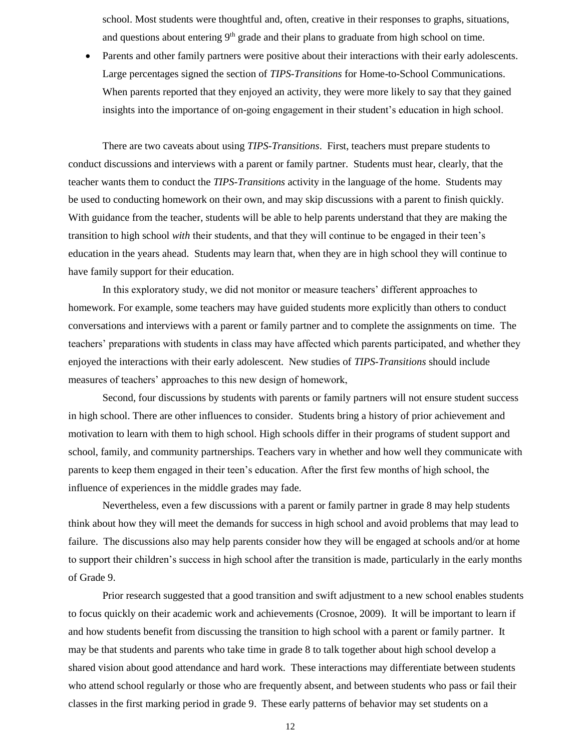school. Most students were thoughtful and, often, creative in their responses to graphs, situations, and questions about entering 9th grade and their plans to graduate from high school on time.

- Parents and other family partners were positive about their interactions with their early adolescents. Large percentages signed the section of *TIPS-Transitions* for Home-to-School Communications. When parents reported that they enjoyed an activity, they were more likely to say that they gained insights into the importance of on-going engagement in their student's education in high school.

There are two caveats about using *TIPS-Transitions*. First, teachers must prepare students to conduct discussions and interviews with a parent or family partner. Students must hear, clearly, that the teacher wants them to conduct the *TIPS-Transitions* activity in the language of the home. Students may be used to conducting homework on their own, and may skip discussions with a parent to finish quickly. With guidance from the teacher, students will be able to help parents understand that they are making the transition to high school *with* their students, and that they will continue to be engaged in their teen's education in the years ahead. Students may learn that, when they are in high school they will continue to have family support for their education.

In this exploratory study, we did not monitor or measure teachers' different approaches to homework. For example, some teachers may have guided students more explicitly than others to conduct conversations and interviews with a parent or family partner and to complete the assignments on time. The teachers' preparations with students in class may have affected which parents participated, and whether they enjoyed the interactions with their early adolescent. New studies of *TIPS-Transitions* should include measures of teachers' approaches to this new design of homework,

Second, four discussions by students with parents or family partners will not ensure student success in high school. There are other influences to consider. Students bring a history of prior achievement and motivation to learn with them to high school. High schools differ in their programs of student support and school, family, and community partnerships. Teachers vary in whether and how well they communicate with parents to keep them engaged in their teen's education. After the first few months of high school, the influence of experiences in the middle grades may fade.

Nevertheless, even a few discussions with a parent or family partner in grade 8 may help students think about how they will meet the demands for success in high school and avoid problems that may lead to failure. The discussions also may help parents consider how they will be engaged at schools and/or at home to support their children's success in high school after the transition is made, particularly in the early months of Grade 9.

Prior research suggested that a good transition and swift adjustment to a new school enables students to focus quickly on their academic work and achievements (Crosnoe, 2009). It will be important to learn if and how students benefit from discussing the transition to high school with a parent or family partner. It may be that students and parents who take time in grade 8 to talk together about high school develop a shared vision about good attendance and hard work. These interactions may differentiate between students who attend school regularly or those who are frequently absent, and between students who pass or fail their classes in the first marking period in grade 9. These early patterns of behavior may set students on a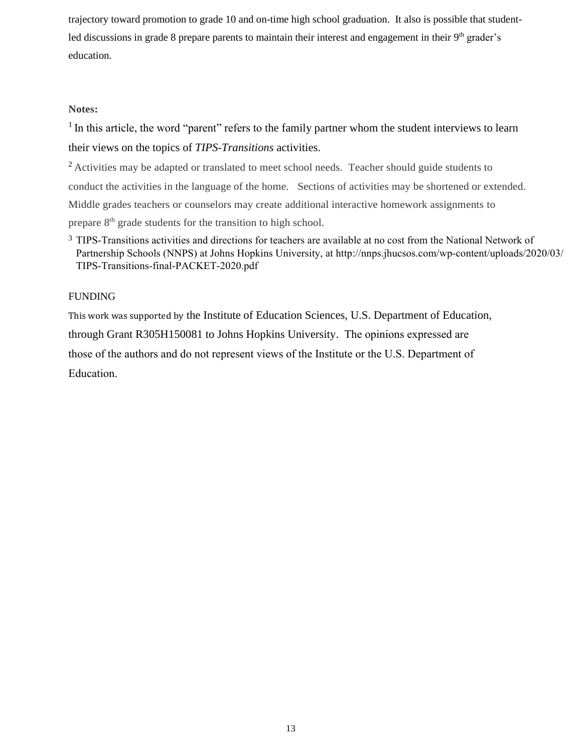trajectory toward promotion to grade 10 and on-time high school graduation. It also is possible that student-led discussions in grade 8 prepare parents to maintain their interest and engagement in their 9th grader's education.

**Notes:**

[1] In this article, the word "parent" refers to the family partner whom the student interviews to learn their views on the topics of *TIPS-Transitions* activities.

[2] Activities may be adapted or translated to meet school needs. Teacher should guide students to conduct the activities in the language of the home. Sections of activities may be shortened or extended. Middle grades teachers or counselors may create additional interactive homework assignments to prepare 8th grade students for the transition to high school.

[3] TIPS-Transitions activities and directions for teachers are available at no cost from the National Network of Partnership Schools (NNPS) at Johns Hopkins University, at http://nnps.jhucsos.com/wp-content/uploads/2020/03/TIPS-Transitions-final-PACKET-2020.pdf

FUNDING

This work was supported by the Institute of Education Sciences, U.S. Department of Education, through Grant R305H150081 to Johns Hopkins University. The opinions expressed are those of the authors and do not represent views of the Institute or the U.S. Department of Education.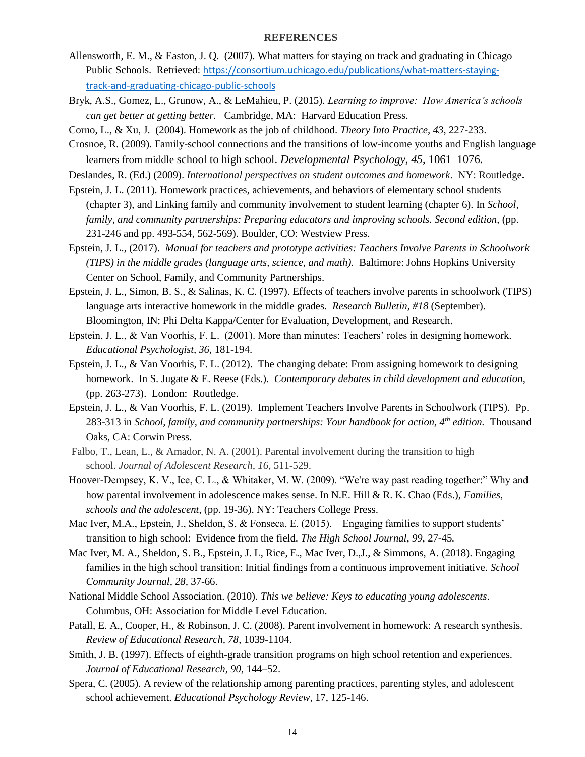## REFERENCES

Allensworth, E. M., & Easton, J. Q. (2007). What matters for staying on track and graduating in Chicago Public Schools. Retrieved: https://consortium.uchicago.edu/publications/what-matters-staying-track-and-graduating-chicago-public-schools

Bryk, A.S., Gomez, L., Grunow, A., & LeMahieu, P. (2015). *Learning to improve: How America's schools can get better at getting better.* Cambridge, MA: Harvard Education Press.

Corno, L., & Xu, J. (2004). Homework as the job of childhood. *Theory Into Practice, 43*, 227-233.

Crosnoe, R. (2009). Family-school connections and the transitions of low-income youths and English language learners from middle school to high school. *Developmental Psychology, 45*, 1061–1076.

Deslandes, R. (Ed.) (2009). *International perspectives on student outcomes and homework*. NY: Routledge**.**

Epstein, J. L. (2011). Homework practices, achievements, and behaviors of elementary school students (chapter 3), and Linking family and community involvement to student learning (chapter 6). In *School, family, and community partnerships: Preparing educators and improving schools. Second edition,* (pp. 231-246 and pp. 493-554, 562-569). Boulder, CO: Westview Press.

Epstein, J. L., (2017). *Manual for teachers and prototype activities: Teachers Involve Parents in Schoolwork (TIPS) in the middle grades (language arts, science, and math).* Baltimore: Johns Hopkins University Center on School, Family, and Community Partnerships.

Epstein, J. L., Simon, B. S., & Salinas, K. C. (1997). Effects of teachers involve parents in schoolwork (TIPS) language arts interactive homework in the middle grades. *Research Bulletin, #18* (September). Bloomington, IN: Phi Delta Kappa/Center for Evaluation, Development, and Research.

Epstein, J. L., & Van Voorhis, F. L. (2001). More than minutes: Teachers' roles in designing homework. *Educational Psychologist, 36*, 181-194.

Epstein, J. L., & Van Voorhis, F. L. (2012). The changing debate: From assigning homework to designing homework. In S. Jugate & E. Reese (Eds.). *Contemporary debates in child development and education,* (pp. 263-273). London: Routledge.

Epstein, J. L., & Van Voorhis, F. L. (2019). Implement Teachers Involve Parents in Schoolwork (TIPS). Pp. 283-313 in *School, family, and community partnerships: Your handbook for action, 4th edition.* Thousand Oaks, CA: Corwin Press.

Falbo, T., Lean, L., & Amador, N. A. (2001). Parental involvement during the transition to high school. *Journal of Adolescent Research, 16*, 511-529.

Hoover-Dempsey, K. V., Ice, C. L., & Whitaker, M. W. (2009). "We're way past reading together:" Why and how parental involvement in adolescence makes sense. In N.E. Hill & R. K. Chao (Eds.), *Families, schools and the adolescent*, (pp. 19-36). NY: Teachers College Press.

Mac Iver, M.A., Epstein, J., Sheldon, S, & Fonseca, E. (2015). Engaging families to support students' transition to high school: Evidence from the field. *The High School Journal, 99,* 27-45*.*

Mac Iver, M. A., Sheldon, S. B., Epstein, J. L, Rice, E., Mac Iver, D.,J., & Simmons, A. (2018). Engaging families in the high school transition: Initial findings from a continuous improvement initiative. *School Community Journal, 28,* 37-66.

National Middle School Association. (2010). *This we believe: Keys to educating young adolescents*. Columbus, OH: Association for Middle Level Education.

Patall, E. A., Cooper, H., & Robinson, J. C. (2008). Parent involvement in homework: A research synthesis. *Review of Educational Research, 78,* 1039-1104*.*

Smith, J. B. (1997). Effects of eighth-grade transition programs on high school retention and experiences. *Journal of Educational Research*, *90*, 144–52.

Spera, C. (2005). A review of the relationship among parenting practices, parenting styles, and adolescent school achievement. *Educational Psychology Review,* 17, 125-146.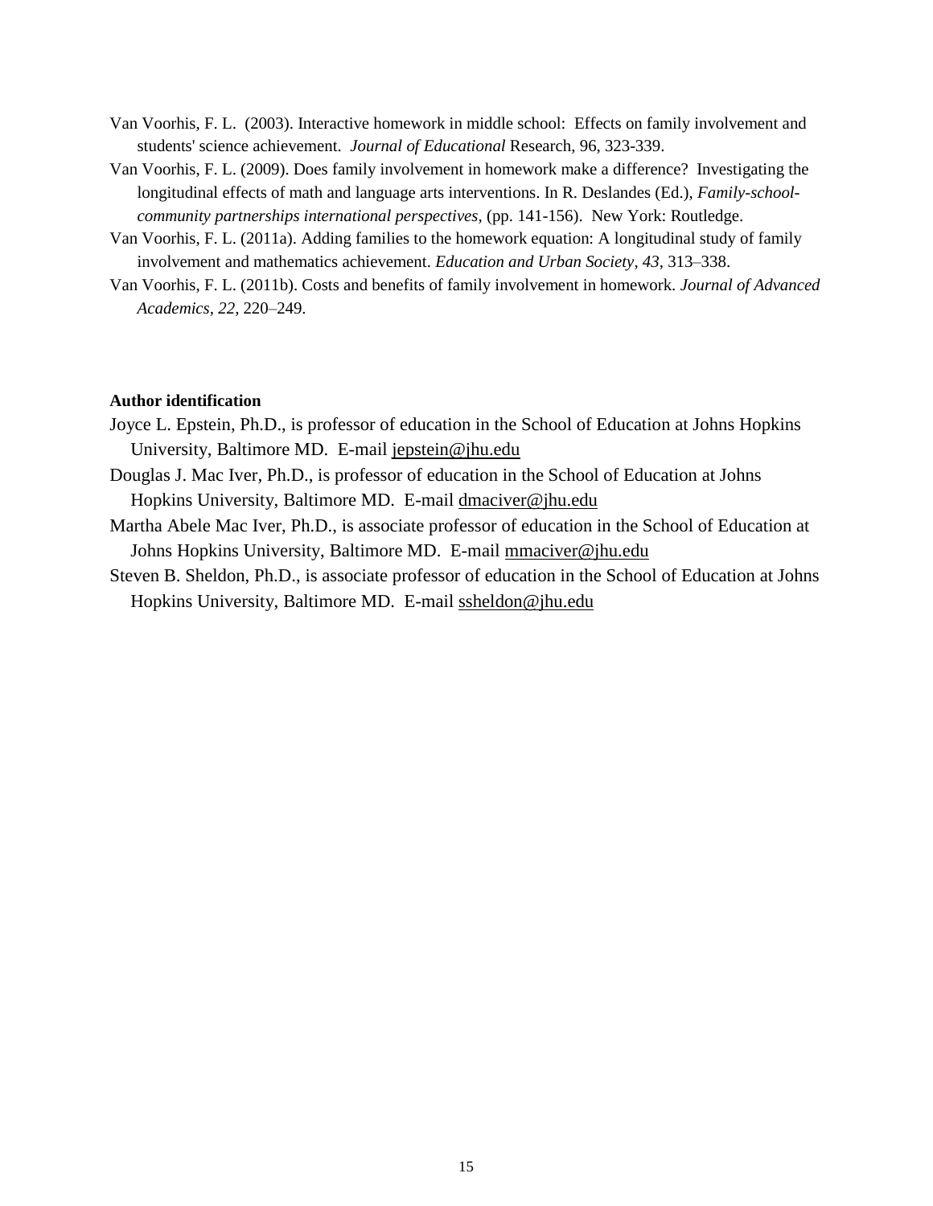Van Voorhis, F. L. (2003). Interactive homework in middle school: Effects on family involvement and students' science achievement. *Journal of Educational* Research, 96, 323-339.

Van Voorhis, F. L. (2009). Does family involvement in homework make a difference? Investigating the longitudinal effects of math and language arts interventions. In R. Deslandes (Ed.), *Family-school-community partnerships international perspectives*, (pp. 141-156). New York: Routledge.

Van Voorhis, F. L. (2011a). Adding families to the homework equation: A longitudinal study of family involvement and mathematics achievement. *Education and Urban Society*, *43*, 313–338.

Van Voorhis, F. L. (2011b). Costs and benefits of family involvement in homework. *Journal of Advanced Academics, 22*, 220–249.

**Author identification**

Joyce L. Epstein, Ph.D., is professor of education in the School of Education at Johns Hopkins University, Baltimore MD. E-mail jepstein@jhu.edu

Douglas J. Mac Iver, Ph.D., is professor of education in the School of Education at Johns Hopkins University, Baltimore MD. E-mail dmaciver@jhu.edu

Martha Abele Mac Iver, Ph.D., is associate professor of education in the School of Education at Johns Hopkins University, Baltimore MD. E-mail mmaciver@jhu.edu

Steven B. Sheldon, Ph.D., is associate professor of education in the School of Education at Johns Hopkins University, Baltimore MD. E-mail ssheldon@jhu.edu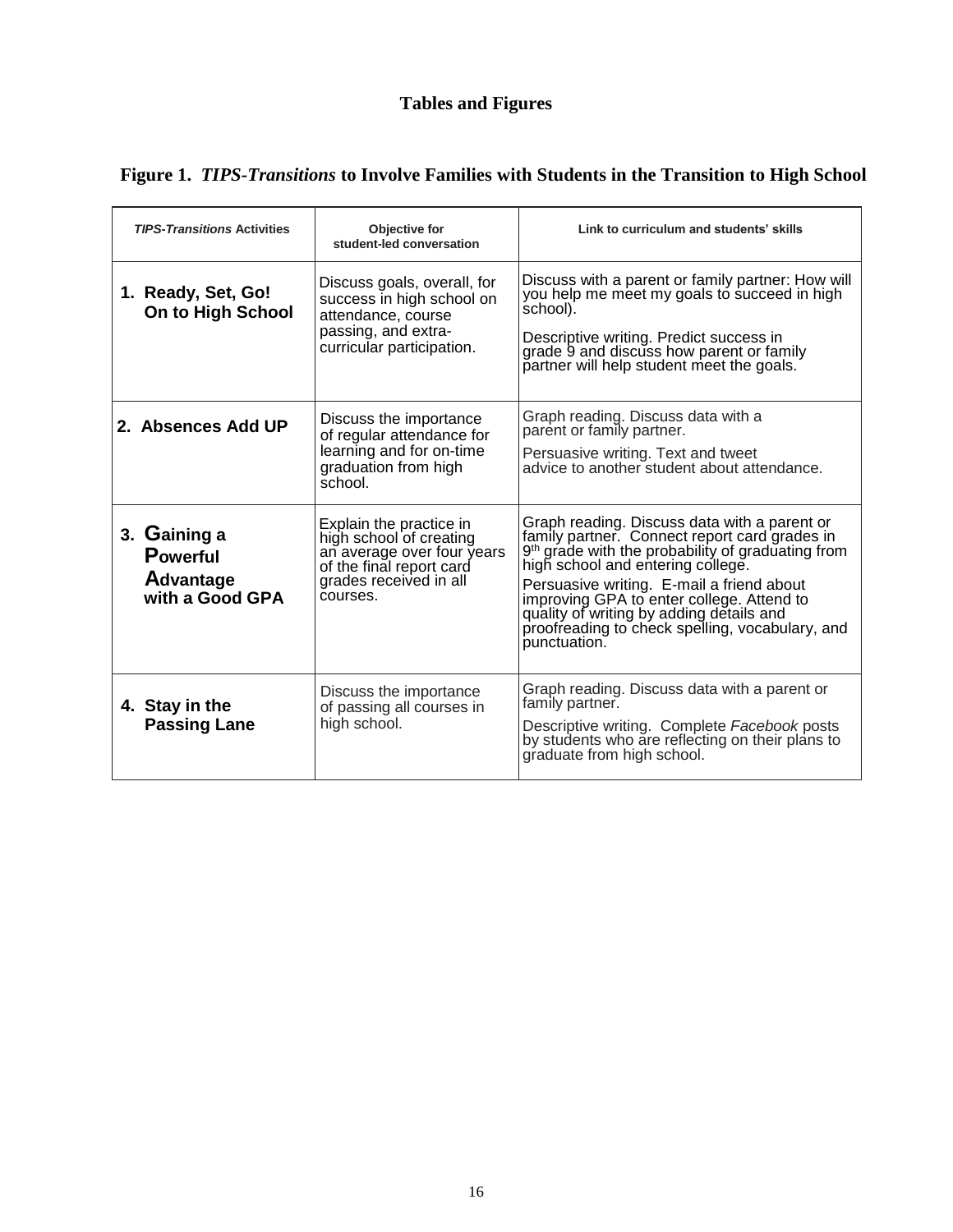# Tables and Figures

**Figure 1. *TIPS-Transitions* to Involve Families with Students in the Transition to High School**

| *TIPS-Transitions* Activities | Objective for student-led conversation | Link to curriculum and students' skills |
|---|---|---|
| **1. Ready, Set, Go! On to High School** | Discuss goals, overall, for success in high school on attendance, course passing, and extra-curricular participation. | Discuss with a parent or family partner: How will you help me meet my goals to succeed in high school). Descriptive writing. Predict success in grade 9 and discuss how parent or family partner will help student meet the goals. |
| **2. Absences Add UP** | Discuss the importance of regular attendance for learning and for on-time graduation from high school. | Graph reading. Discuss data with a parent or family partner. Persuasive writing. Text and tweet advice to another student about attendance. |
| **3. Gaining a Powerful Advantage with a Good GPA** | Explain the practice in high school of creating an average over four years of the final report card grades received in all courses. | Graph reading. Discuss data with a parent or family partner. Connect report card grades in 9th grade with the probability of graduating from high school and entering college. Persuasive writing. E-mail a friend about improving GPA to enter college. Attend to quality of writing by adding details and proofreading to check spelling, vocabulary, and punctuation. |
| **4. Stay in the Passing Lane** | Discuss the importance of passing all courses in high school. | Graph reading. Discuss data with a parent or family partner. Descriptive writing. Complete *Facebook* posts by students who are reflecting on their plans to graduate from high school. |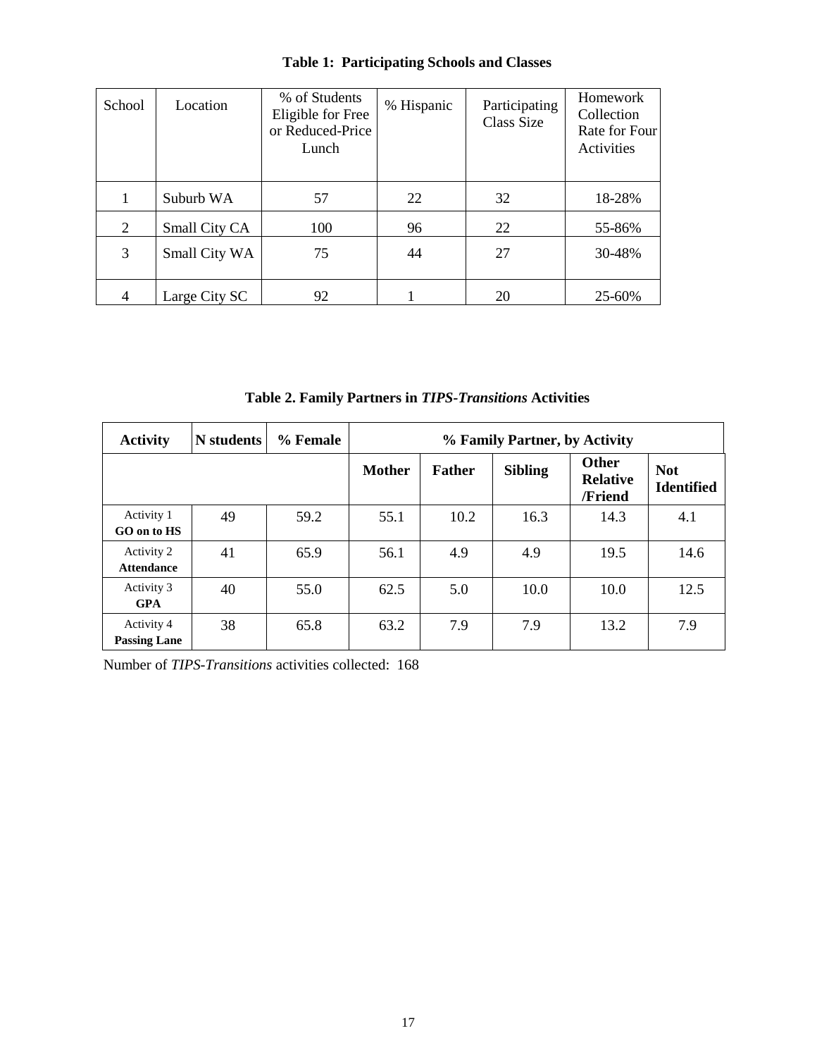**Table 1: Participating Schools and Classes**

| School | Location | % of Students Eligible for Free or Reduced-Price Lunch | % Hispanic | Participating Class Size | Homework Collection Rate for Four Activities |
|---|---|---|---|---|---|
| 1 | Suburb WA | 57 | 22 | 32 | 18-28% |
| 2 | Small City CA | 100 | 96 | 22 | 55-86% |
| 3 | Small City WA | 75 | 44 | 27 | 30-48% |
| 4 | Large City SC | 92 | 1 | 20 | 25-60% |

**Table 2. Family Partners in *TIPS-Transitions* Activities**

| **Activity** | **N students** | **% Female** | **% Family Partner, by Activity** | | | | |
|---|---|---|---|---|---|---|---|
| | | | **Mother** | **Father** | **Sibling** | **Other Relative /Friend** | **Not Identified** |
| Activity 1 **GO on to HS** | 49 | 59.2 | 55.1 | 10.2 | 16.3 | 14.3 | 4.1 |
| Activity 2 **Attendance** | 41 | 65.9 | 56.1 | 4.9 | 4.9 | 19.5 | 14.6 |
| Activity 3 **GPA** | 40 | 55.0 | 62.5 | 5.0 | 10.0 | 10.0 | 12.5 |
| Activity 4 **Passing Lane** | 38 | 65.8 | 63.2 | 7.9 | 7.9 | 13.2 | 7.9 |

Number of *TIPS-Transitions* activities collected: 168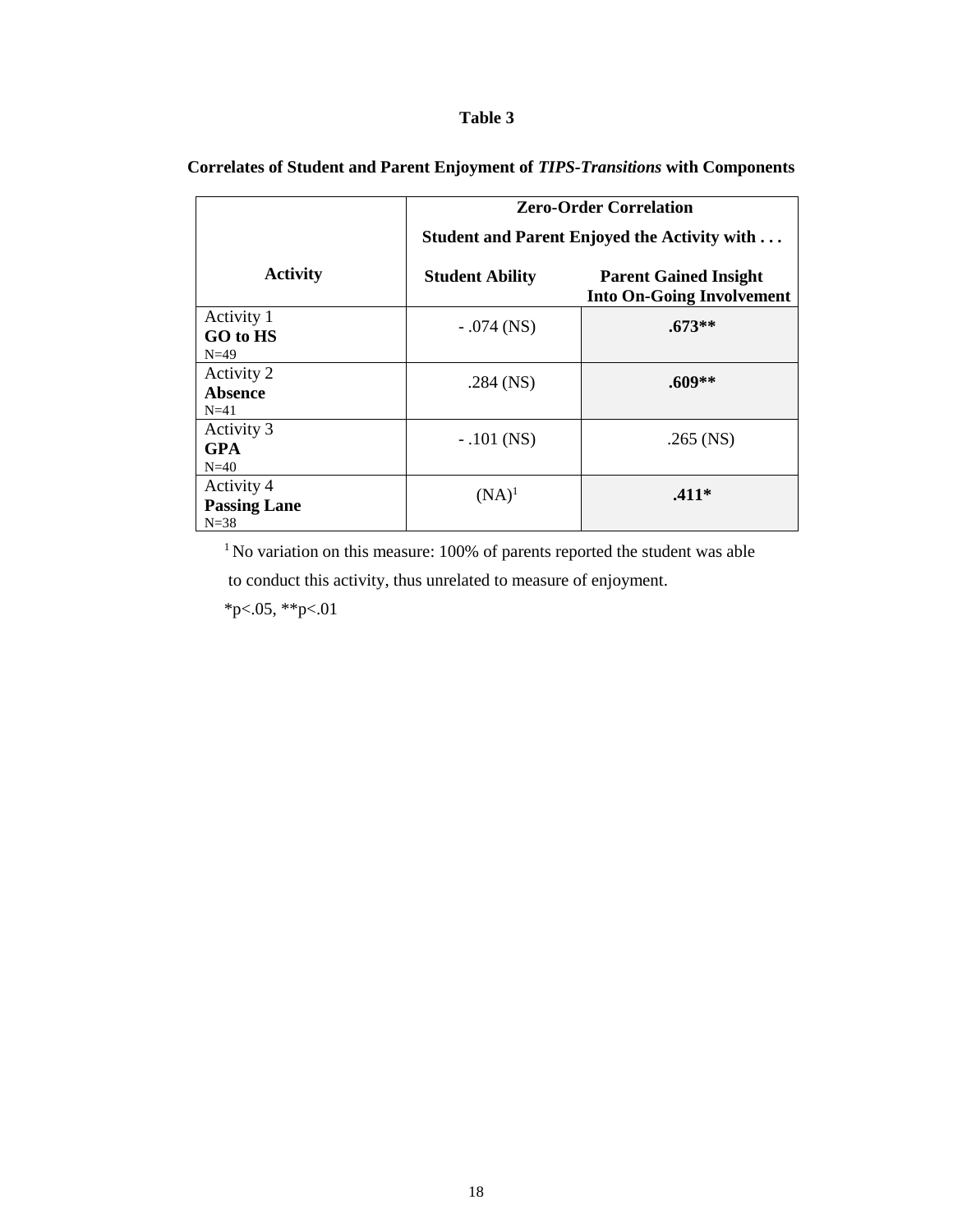**Table 3**

**Correlates of Student and Parent Enjoyment of *TIPS-Transitions* with Components**

| Activity | Zero-Order Correlation Student and Parent Enjoyed the Activity with . . . Student Ability | Parent Gained Insight Into On-Going Involvement |
|---|---|---|
| Activity 1 **GO to HS** N=49 | - .074 (NS) | **.673**** |
| Activity 2 **Absence** N=41 | .284 (NS) | **.609**** |
| Activity 3 **GPA** N=40 | - .101 (NS) | .265 (NS) |
| Activity 4 **Passing Lane** N=38 | (NA)[1] | **.411*** |

[1] No variation on this measure: 100% of parents reported the student was able to conduct this activity, thus unrelated to measure of enjoyment.

*p<.05, **p<.01